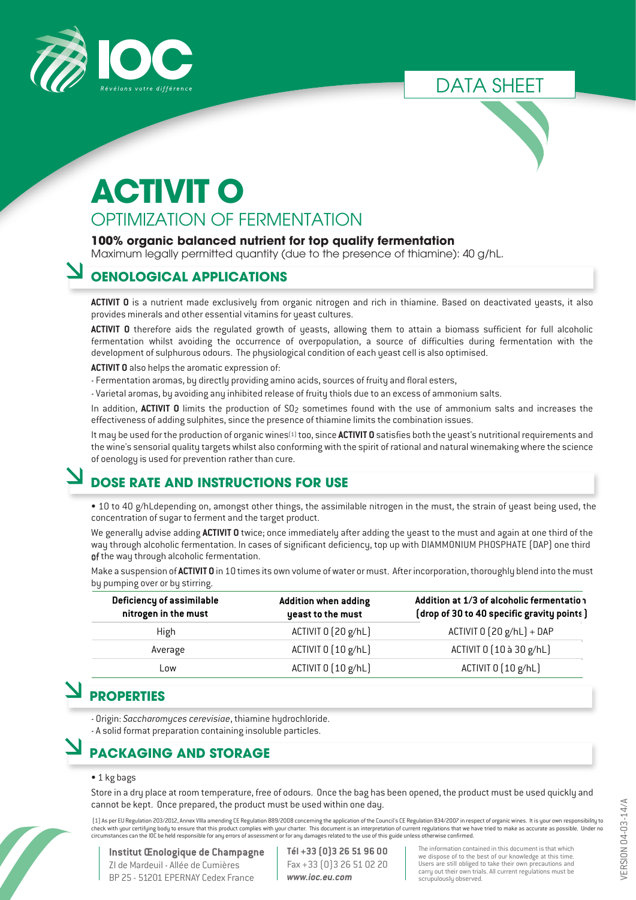DATA SHEET

# ACTIVIT O

## OPTIMIZATION OF FERMENTATION

**100% organic balanced nutrient for top quality fermentation**

Maximum legally permitted quantity (due to the presence of thiamine): 40 g/hL.

## OENOLOGICAL APPLICATIONS

**ACTIVIT O** is a nutrient made exclusively from organic nitrogen and rich in thiamine. Based on deactivated yeasts, it also provides minerals and other essential vitamins for yeast cultures.

**ACTIVIT O** therefore aids the regulated growth of yeasts, allowing them to attain a biomass sufficient for full alcoholic fermentation whilst avoiding the occurrence of overpopulation, a source of difficulties during fermentation with the development of sulphurous odours. The physiological condition of each yeast cell is also optimised.

**ACTIVIT O** also helps the aromatic expression of:

- Fermentation aromas, by directly providing amino acids, sources of fruity and floral esters,
- Varietal aromas, by avoiding any inhibited release of fruity thiols due to an excess of ammonium salts.

In addition, **ACTIVIT O** limits the production of $SO_2$ sometimes found with the use of ammonium salts and increases the effectiveness of adding sulphites, since the presence of thiamine limits the combination issues.

It may be used for the production of organic wines[1] too, since **ACTIVIT O** satisfies both the yeast's nutritional requirements and the wine's sensorial quality targets whilst also conforming with the spirit of rational and natural winemaking where the science of oenology is used for prevention rather than cure.

## DOSE RATE AND INSTRUCTIONS FOR USE

- 10 to 40 g/hLdepending on, amongst other things, the assimilable nitrogen in the must, the strain of yeast being used, the concentration of sugar to ferment and the target product.

We generally advise adding **ACTIVIT O** twice; once immediately after adding the yeast to the must and again at one third of the way through alcoholic fermentation. In cases of significant deficiency, top up with DIAMMONIUM PHOSPHATE (DAP) one third of the way through alcoholic fermentation.

Make a suspension of **ACTIVIT O** in 10 times its own volume of water or must. After incorporation, thoroughly blend into the must by pumping over or by stirring.

| Deficiency of assimilable nitrogen in the must | Addition when adding yeast to the must | Addition at 1/3 of alcoholic fermentation (drop of 30 to 40 specific gravity points) |
|---|---|---|
| High | ACTIVIT O (20 g/hL) | ACTIVIT O (20 g/hL) + DAP |
| Average | ACTIVIT O (10 g/hL) | ACTIVIT O (10 à 30 g/hL) |
| Low | ACTIVIT O (10 g/hL) | ACTIVIT O (10 g/hL) |

## PROPERTIES

- Origin: *Saccharomyces cerevisiae*, thiamine hydrochloride.
- A solid format preparation containing insoluble particles.

## PACKAGING AND STORAGE

- 1 kg bags

Store in a dry place at room temperature, free of odours. Once the bag has been opened, the product must be used quickly and cannot be kept. Once prepared, the product must be used within one day.

(1) As per EU Regulation 203/2012, Annex VIIIa amending CE Regulation 889/2008 concerning the application of the Council's CE Regulation 834/2007 in respect of organic wines. It is your own responsibility to check with your certifying body to ensure that this product complies with your charter. This document is an interpretation of current regulations that we have tried to make as accurate as possible. Under no circumstances can the IOC be held responsible for any errors of assessment or for any damages related to the use of this guide unless otherwise confirmed.

**Institut Œnologique de Champagne**
ZI de Mardeuil - Allée de Cumières
BP 25 - 51201 EPERNAY Cedex France

**Tél +33 (0)3 26 51 96 00**
Fax +33 (0)3 26 51 02 20
***www.ioc.eu.com***

The information contained in this document is that which we dispose of to the best of our knowledge at this time. Users are still obliged to take their own precautions and carry out their own trials. All current regulations must be scrupulously observed.

VERSION 04-03-14/A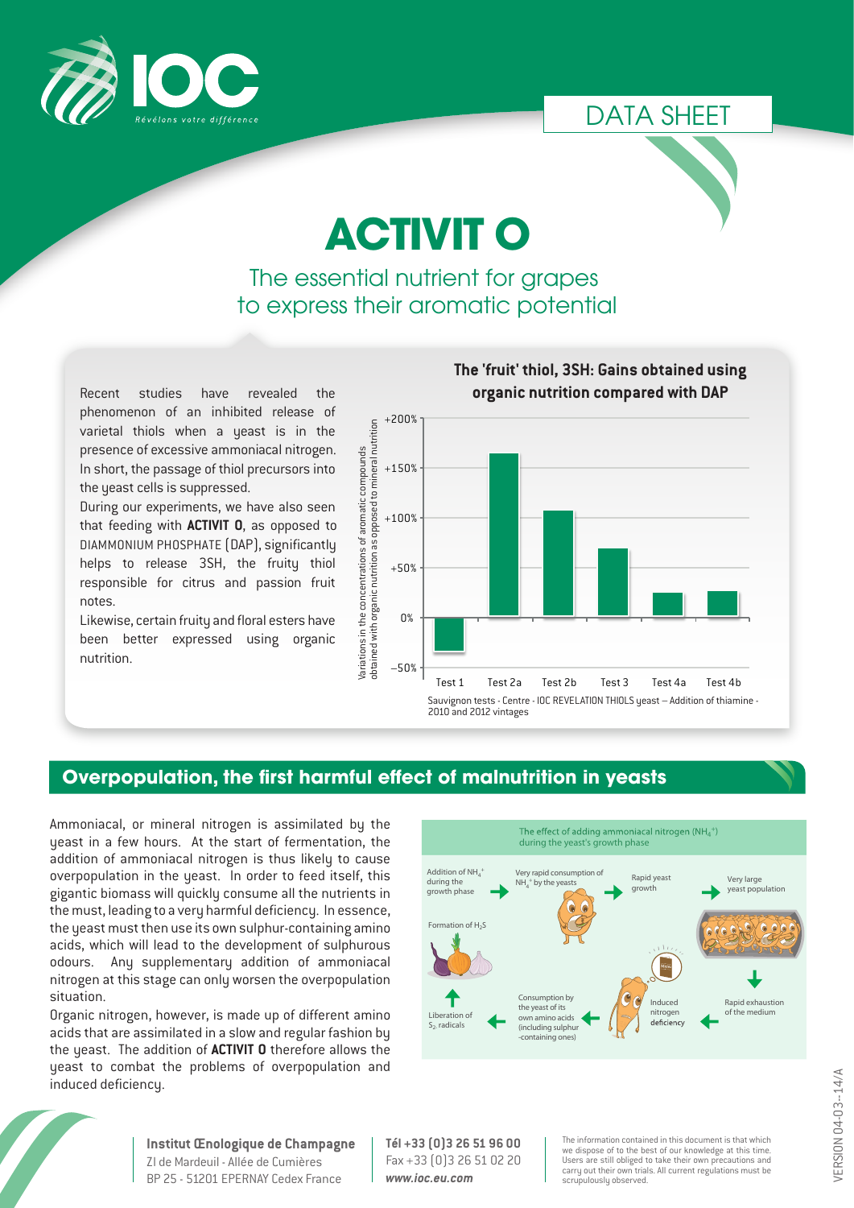DATA SHEET

# ACTIVIT O

The essential nutrient for grapes to express their aromatic potential

Recent studies have revealed the phenomenon of an inhibited release of varietal thiols when a yeast is in the presence of excessive ammoniacal nitrogen. In short, the passage of thiol precursors into the yeast cells is suppressed.

During our experiments, we have also seen that feeding with **ACTIVIT O**, as opposed to DIAMMONIUM PHOSPHATE (DAP), significantly helps to release 3SH, the fruity thiol responsible for citrus and passion fruit notes.

Likewise, certain fruity and floral esters have been better expressed using organic nutrition.

**The 'fruit' thiol, 3SH: Gains obtained using organic nutrition compared with DAP**

Variations in the concentrations of aromatic compounds obtained with organic nutrition as opposed to mineral nutrition

+200%
+150%
+100%
+50%
0%
−50%

Test 1, Test 2a, Test 2b, Test 3, Test 4a, Test 4b

Sauvignon tests - Centre - IOC REVELATION THIOLS yeast – Addition of thiamine - 2010 and 2012 vintages

## Overpopulation, the first harmful effect of malnutrition in yeasts

Ammoniacal, or mineral nitrogen is assimilated by the yeast in a few hours. At the start of fermentation, the addition of ammoniacal nitrogen is thus likely to cause overpopulation in the yeast. In order to feed itself, this gigantic biomass will quickly consume all the nutrients in the must, leading to a very harmful deficiency. In essence, the yeast must then use its own sulphur-containing amino acids, which will lead to the development of sulphurous odours. Any supplementary addition of ammoniacal nitrogen at this stage can only worsen the overpopulation situation.

Organic nitrogen, however, is made up of different amino acids that are assimilated in a slow and regular fashion by the yeast. The addition of **ACTIVIT O** therefore allows the yeast to combat the problems of overpopulation and induced deficiency.

The effect of adding ammoniacal nitrogen ($NH_4^+$) during the yeast's growth phase

Addition of $NH_4^+$ during the growth phase

Very rapid consumption of $NH_4^+$ by the yeasts

Rapid yeast growth

Very large yeast population

Rapid exhaustion of the medium

Induced nitrogen deficiency

Consumption by the yeast of its own amino acids (including sulphur-containing ones)

Liberation of $S_2$ radicals

Formation of $H_2S$

**Institut Œnologique de Champagne**
ZI de Mardeuil - Allée de Cumières
BP 25 - 51201 EPERNAY Cedex France

**Tél +33 (0)3 26 51 96 00**
Fax +33 (0)3 26 51 02 20
***www.ioc.eu.com***

The information contained in this document is that which we dispose of to the best of our knowledge at this time. Users are still obliged to take their own precautions and carry out their own trials. All current regulations must be scrupulously observed.

VERSION 04-03-14/A